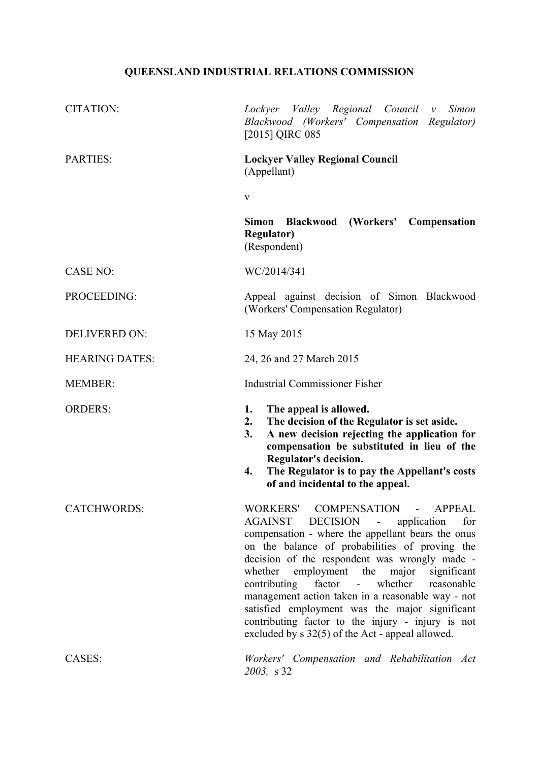**QUEENSLAND INDUSTRIAL RELATIONS COMMISSION**

| | |
|---|---|
| CITATION: | *Lockyer Valley Regional Council v Simon Blackwood (Workers' Compensation Regulator)* [2015] QIRC 085 |
| PARTIES: | **Lockyer Valley Regional Council**<br>(Appellant)<br><br>v<br><br>**Simon Blackwood (Workers' Compensation Regulator)**<br>(Respondent) |
| CASE NO: | WC/2014/341 |
| PROCEEDING: | Appeal against decision of Simon Blackwood (Workers' Compensation Regulator) |
| DELIVERED ON: | 15 May 2015 |
| HEARING DATES: | 24, 26 and 27 March 2015 |
| MEMBER: | Industrial Commissioner Fisher |
| ORDERS: | **1. The appeal is allowed.**<br>**2. The decision of the Regulator is set aside.**<br>**3. A new decision rejecting the application for compensation be substituted in lieu of the Regulator's decision.**<br>**4. The Regulator is to pay the Appellant's costs of and incidental to the appeal.** |
| CATCHWORDS: | WORKERS' COMPENSATION - APPEAL AGAINST DECISION - application for compensation - where the appellant bears the onus on the balance of probabilities of proving the decision of the respondent was wrongly made - whether employment the major significant contributing factor - whether reasonable management action taken in a reasonable way - not satisfied employment was the major significant contributing factor to the injury - injury is not excluded by s 32(5) of the Act - appeal allowed. |
| CASES: | *Workers' Compensation and Rehabilitation Act 2003,* s 32 |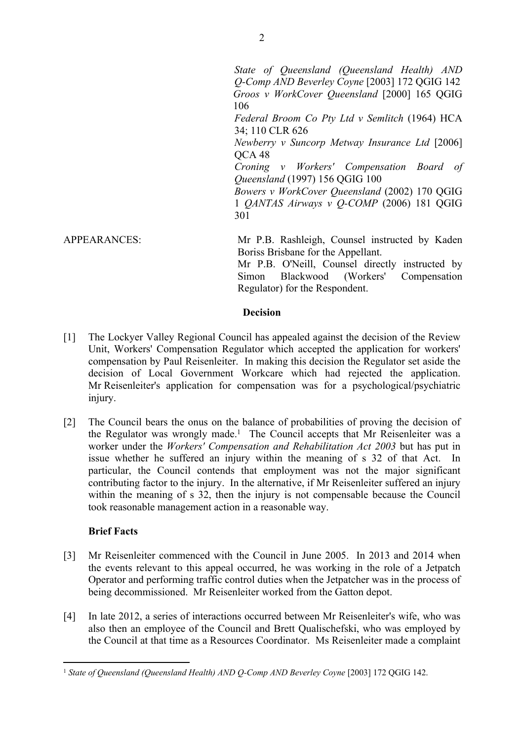*State of Queensland (Queensland Health) AND Q-Comp AND Beverley Coyne* [2003] 172 QGIG 142
*Groos v WorkCover Queensland* [2000] 165 QGIG 106
*Federal Broom Co Pty Ltd v Semlitch* (1964) HCA 34; 110 CLR 626
*Newberry v Suncorp Metway Insurance Ltd* [2006] QCA 48
*Croning v Workers' Compensation Board of Queensland* (1997) 156 QGIG 100
*Bowers v WorkCover Queensland* (2002) 170 QGIG 1 *QANTAS Airways v Q-COMP* (2006) 181 QGIG 301

APPEARANCES: Mr P.B. Rashleigh, Counsel instructed by Kaden Boriss Brisbane for the Appellant.
Mr P.B. O'Neill, Counsel directly instructed by Simon Blackwood (Workers' Compensation Regulator) for the Respondent.

## Decision

[1] The Lockyer Valley Regional Council has appealed against the decision of the Review Unit, Workers' Compensation Regulator which accepted the application for workers' compensation by Paul Reisenleiter. In making this decision the Regulator set aside the decision of Local Government Workcare which had rejected the application. Mr Reisenleiter's application for compensation was for a psychological/psychiatric injury.

[2] The Council bears the onus on the balance of probabilities of proving the decision of the Regulator was wrongly made.[1] The Council accepts that Mr Reisenleiter was a worker under the *Workers' Compensation and Rehabilitation Act 2003* but has put in issue whether he suffered an injury within the meaning of s 32 of that Act. In particular, the Council contends that employment was not the major significant contributing factor to the injury. In the alternative, if Mr Reisenleiter suffered an injury within the meaning of s 32, then the injury is not compensable because the Council took reasonable management action in a reasonable way.

### Brief Facts

[3] Mr Reisenleiter commenced with the Council in June 2005. In 2013 and 2014 when the events relevant to this appeal occurred, he was working in the role of a Jetpatch Operator and performing traffic control duties when the Jetpatcher was in the process of being decommissioned. Mr Reisenleiter worked from the Gatton depot.

[4] In late 2012, a series of interactions occurred between Mr Reisenleiter's wife, who was also then an employee of the Council and Brett Qualischefski, who was employed by the Council at that time as a Resources Coordinator. Ms Reisenleiter made a complaint

---

[1] *State of Queensland (Queensland Health) AND Q-Comp AND Beverley Coyne* [2003] 172 QGIG 142.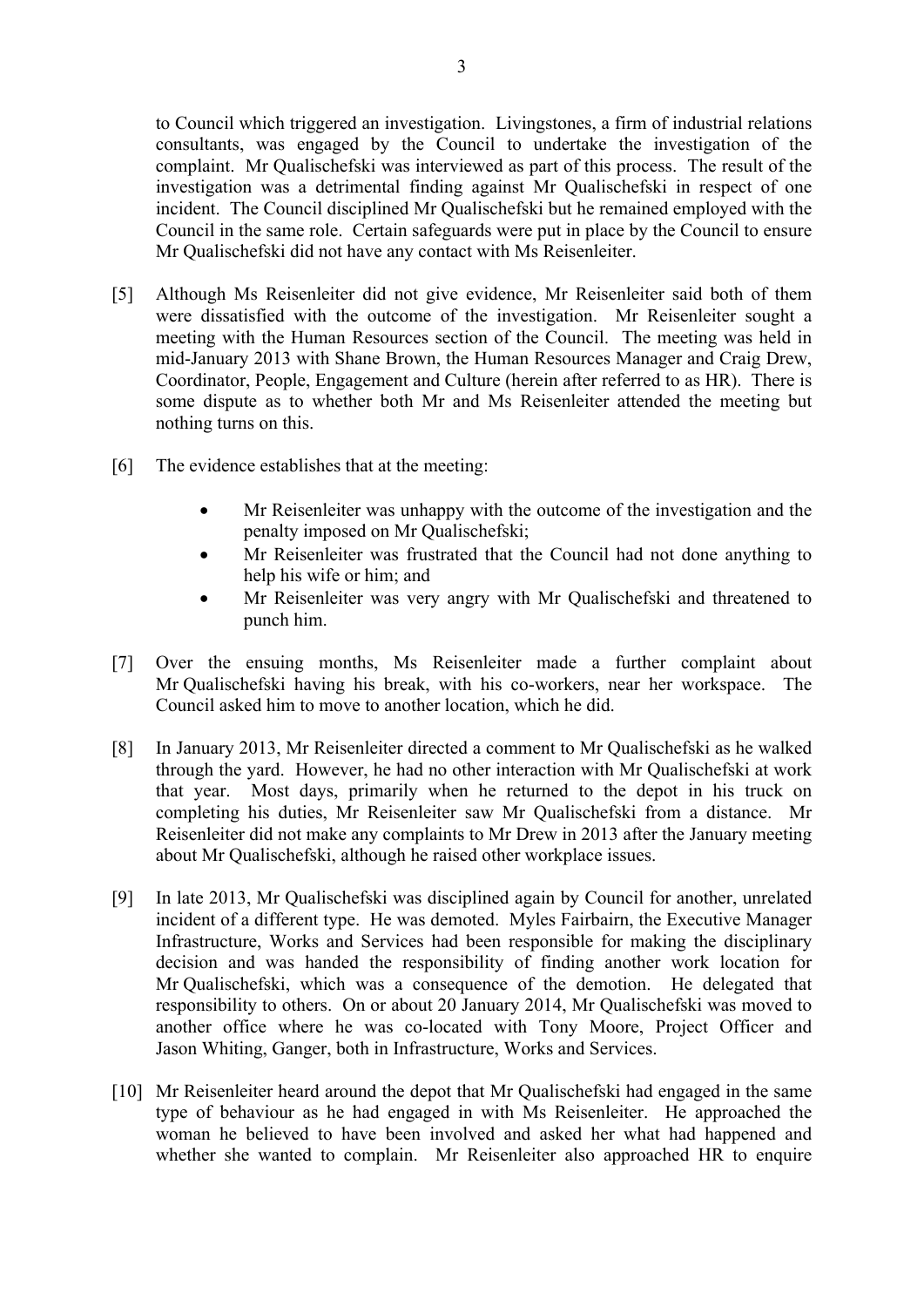to Council which triggered an investigation. Livingstones, a firm of industrial relations consultants, was engaged by the Council to undertake the investigation of the complaint. Mr Qualischefski was interviewed as part of this process. The result of the investigation was a detrimental finding against Mr Qualischefski in respect of one incident. The Council disciplined Mr Qualischefski but he remained employed with the Council in the same role. Certain safeguards were put in place by the Council to ensure Mr Qualischefski did not have any contact with Ms Reisenleiter.

[5] Although Ms Reisenleiter did not give evidence, Mr Reisenleiter said both of them were dissatisfied with the outcome of the investigation. Mr Reisenleiter sought a meeting with the Human Resources section of the Council. The meeting was held in mid-January 2013 with Shane Brown, the Human Resources Manager and Craig Drew, Coordinator, People, Engagement and Culture (herein after referred to as HR). There is some dispute as to whether both Mr and Ms Reisenleiter attended the meeting but nothing turns on this.

[6] The evidence establishes that at the meeting:

- Mr Reisenleiter was unhappy with the outcome of the investigation and the penalty imposed on Mr Qualischefski;
- Mr Reisenleiter was frustrated that the Council had not done anything to help his wife or him; and
- Mr Reisenleiter was very angry with Mr Qualischefski and threatened to punch him.

[7] Over the ensuing months, Ms Reisenleiter made a further complaint about Mr Qualischefski having his break, with his co-workers, near her workspace. The Council asked him to move to another location, which he did.

[8] In January 2013, Mr Reisenleiter directed a comment to Mr Qualischefski as he walked through the yard. However, he had no other interaction with Mr Qualischefski at work that year. Most days, primarily when he returned to the depot in his truck on completing his duties, Mr Reisenleiter saw Mr Qualischefski from a distance. Mr Reisenleiter did not make any complaints to Mr Drew in 2013 after the January meeting about Mr Qualischefski, although he raised other workplace issues.

[9] In late 2013, Mr Qualischefski was disciplined again by Council for another, unrelated incident of a different type. He was demoted. Myles Fairbairn, the Executive Manager Infrastructure, Works and Services had been responsible for making the disciplinary decision and was handed the responsibility of finding another work location for Mr Qualischefski, which was a consequence of the demotion. He delegated that responsibility to others. On or about 20 January 2014, Mr Qualischefski was moved to another office where he was co-located with Tony Moore, Project Officer and Jason Whiting, Ganger, both in Infrastructure, Works and Services.

[10] Mr Reisenleiter heard around the depot that Mr Qualischefski had engaged in the same type of behaviour as he had engaged in with Ms Reisenleiter. He approached the woman he believed to have been involved and asked her what had happened and whether she wanted to complain. Mr Reisenleiter also approached HR to enquire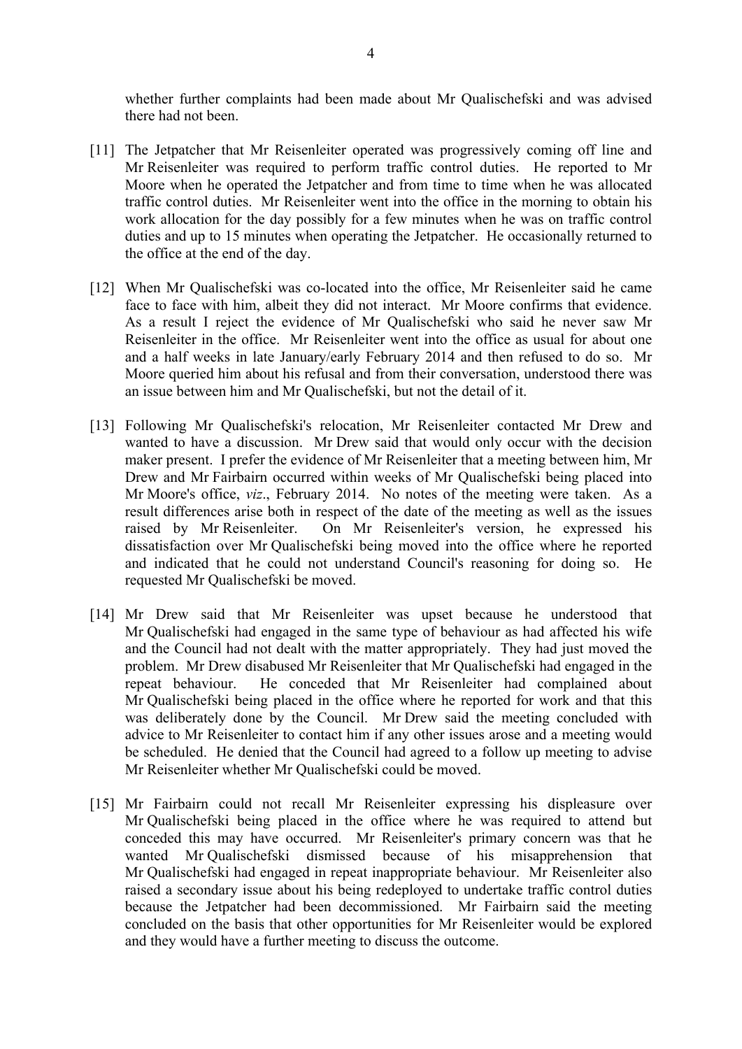whether further complaints had been made about Mr Qualischefski and was advised there had not been.

[11] The Jetpatcher that Mr Reisenleiter operated was progressively coming off line and Mr Reisenleiter was required to perform traffic control duties. He reported to Mr Moore when he operated the Jetpatcher and from time to time when he was allocated traffic control duties. Mr Reisenleiter went into the office in the morning to obtain his work allocation for the day possibly for a few minutes when he was on traffic control duties and up to 15 minutes when operating the Jetpatcher. He occasionally returned to the office at the end of the day.

[12] When Mr Qualischefski was co-located into the office, Mr Reisenleiter said he came face to face with him, albeit they did not interact. Mr Moore confirms that evidence. As a result I reject the evidence of Mr Qualischefski who said he never saw Mr Reisenleiter in the office. Mr Reisenleiter went into the office as usual for about one and a half weeks in late January/early February 2014 and then refused to do so. Mr Moore queried him about his refusal and from their conversation, understood there was an issue between him and Mr Qualischefski, but not the detail of it.

[13] Following Mr Qualischefski's relocation, Mr Reisenleiter contacted Mr Drew and wanted to have a discussion. Mr Drew said that would only occur with the decision maker present. I prefer the evidence of Mr Reisenleiter that a meeting between him, Mr Drew and Mr Fairbairn occurred within weeks of Mr Qualischefski being placed into Mr Moore's office, *viz*., February 2014. No notes of the meeting were taken. As a result differences arise both in respect of the date of the meeting as well as the issues raised by Mr Reisenleiter. On Mr Reisenleiter's version, he expressed his dissatisfaction over Mr Qualischefski being moved into the office where he reported and indicated that he could not understand Council's reasoning for doing so. He requested Mr Qualischefski be moved.

[14] Mr Drew said that Mr Reisenleiter was upset because he understood that Mr Qualischefski had engaged in the same type of behaviour as had affected his wife and the Council had not dealt with the matter appropriately. They had just moved the problem. Mr Drew disabused Mr Reisenleiter that Mr Qualischefski had engaged in the repeat behaviour. He conceded that Mr Reisenleiter had complained about Mr Qualischefski being placed in the office where he reported for work and that this was deliberately done by the Council. Mr Drew said the meeting concluded with advice to Mr Reisenleiter to contact him if any other issues arose and a meeting would be scheduled. He denied that the Council had agreed to a follow up meeting to advise Mr Reisenleiter whether Mr Qualischefski could be moved.

[15] Mr Fairbairn could not recall Mr Reisenleiter expressing his displeasure over Mr Qualischefski being placed in the office where he was required to attend but conceded this may have occurred. Mr Reisenleiter's primary concern was that he wanted Mr Qualischefski dismissed because of his misapprehension that Mr Qualischefski had engaged in repeat inappropriate behaviour. Mr Reisenleiter also raised a secondary issue about his being redeployed to undertake traffic control duties because the Jetpatcher had been decommissioned. Mr Fairbairn said the meeting concluded on the basis that other opportunities for Mr Reisenleiter would be explored and they would have a further meeting to discuss the outcome.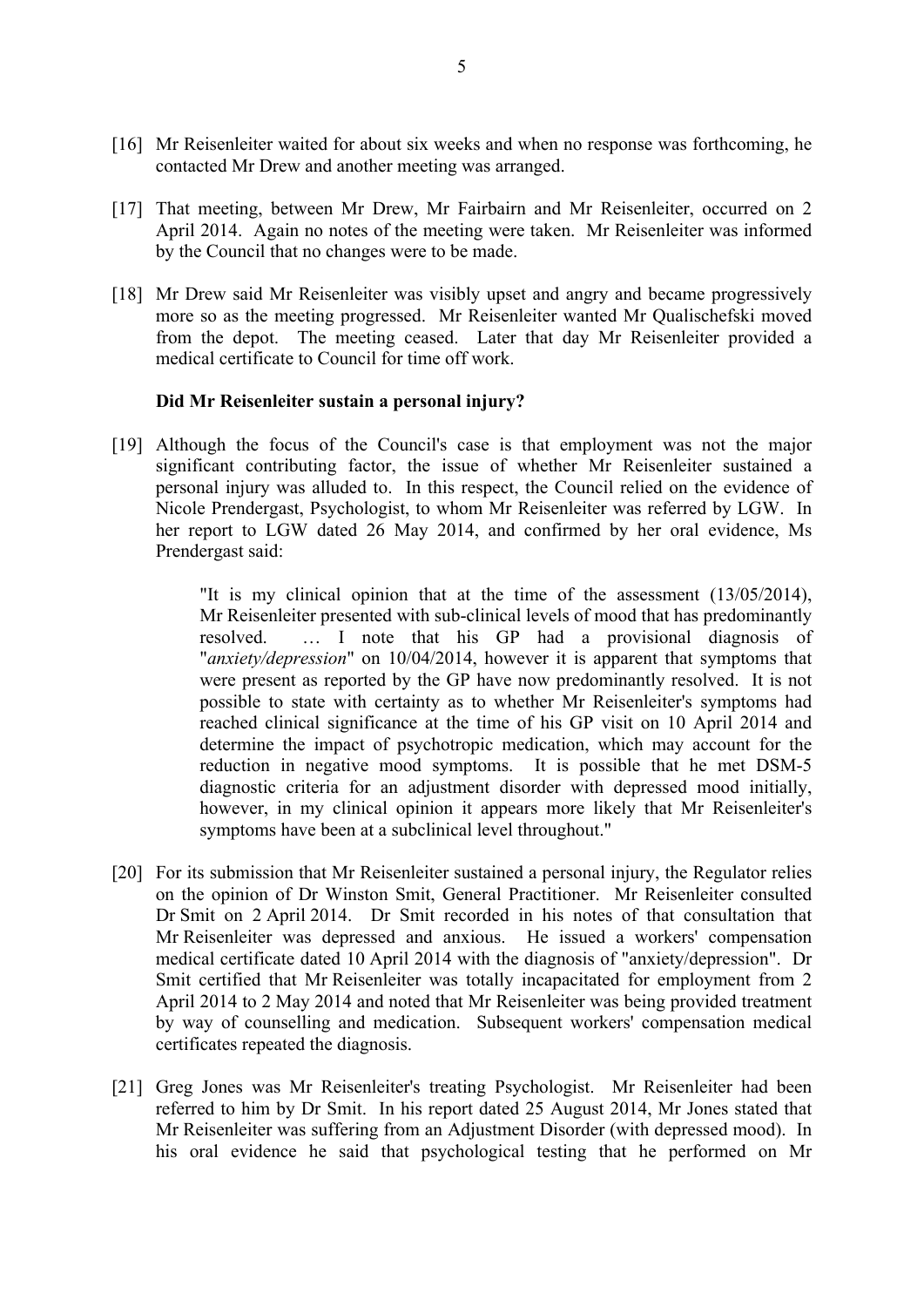[16] Mr Reisenleiter waited for about six weeks and when no response was forthcoming, he contacted Mr Drew and another meeting was arranged.

[17] That meeting, between Mr Drew, Mr Fairbairn and Mr Reisenleiter, occurred on 2 April 2014. Again no notes of the meeting were taken. Mr Reisenleiter was informed by the Council that no changes were to be made.

[18] Mr Drew said Mr Reisenleiter was visibly upset and angry and became progressively more so as the meeting progressed. Mr Reisenleiter wanted Mr Qualischefski moved from the depot. The meeting ceased. Later that day Mr Reisenleiter provided a medical certificate to Council for time off work.

**Did Mr Reisenleiter sustain a personal injury?**

[19] Although the focus of the Council's case is that employment was not the major significant contributing factor, the issue of whether Mr Reisenleiter sustained a personal injury was alluded to. In this respect, the Council relied on the evidence of Nicole Prendergast, Psychologist, to whom Mr Reisenleiter was referred by LGW. In her report to LGW dated 26 May 2014, and confirmed by her oral evidence, Ms Prendergast said:

> "It is my clinical opinion that at the time of the assessment (13/05/2014), Mr Reisenleiter presented with sub-clinical levels of mood that has predominantly resolved. … I note that his GP had a provisional diagnosis of "*anxiety/depression*" on 10/04/2014, however it is apparent that symptoms that were present as reported by the GP have now predominantly resolved. It is not possible to state with certainty as to whether Mr Reisenleiter's symptoms had reached clinical significance at the time of his GP visit on 10 April 2014 and determine the impact of psychotropic medication, which may account for the reduction in negative mood symptoms. It is possible that he met DSM-5 diagnostic criteria for an adjustment disorder with depressed mood initially, however, in my clinical opinion it appears more likely that Mr Reisenleiter's symptoms have been at a subclinical level throughout."

[20] For its submission that Mr Reisenleiter sustained a personal injury, the Regulator relies on the opinion of Dr Winston Smit, General Practitioner. Mr Reisenleiter consulted Dr Smit on 2 April 2014. Dr Smit recorded in his notes of that consultation that Mr Reisenleiter was depressed and anxious. He issued a workers' compensation medical certificate dated 10 April 2014 with the diagnosis of "anxiety/depression". Dr Smit certified that Mr Reisenleiter was totally incapacitated for employment from 2 April 2014 to 2 May 2014 and noted that Mr Reisenleiter was being provided treatment by way of counselling and medication. Subsequent workers' compensation medical certificates repeated the diagnosis.

[21] Greg Jones was Mr Reisenleiter's treating Psychologist. Mr Reisenleiter had been referred to him by Dr Smit. In his report dated 25 August 2014, Mr Jones stated that Mr Reisenleiter was suffering from an Adjustment Disorder (with depressed mood). In his oral evidence he said that psychological testing that he performed on Mr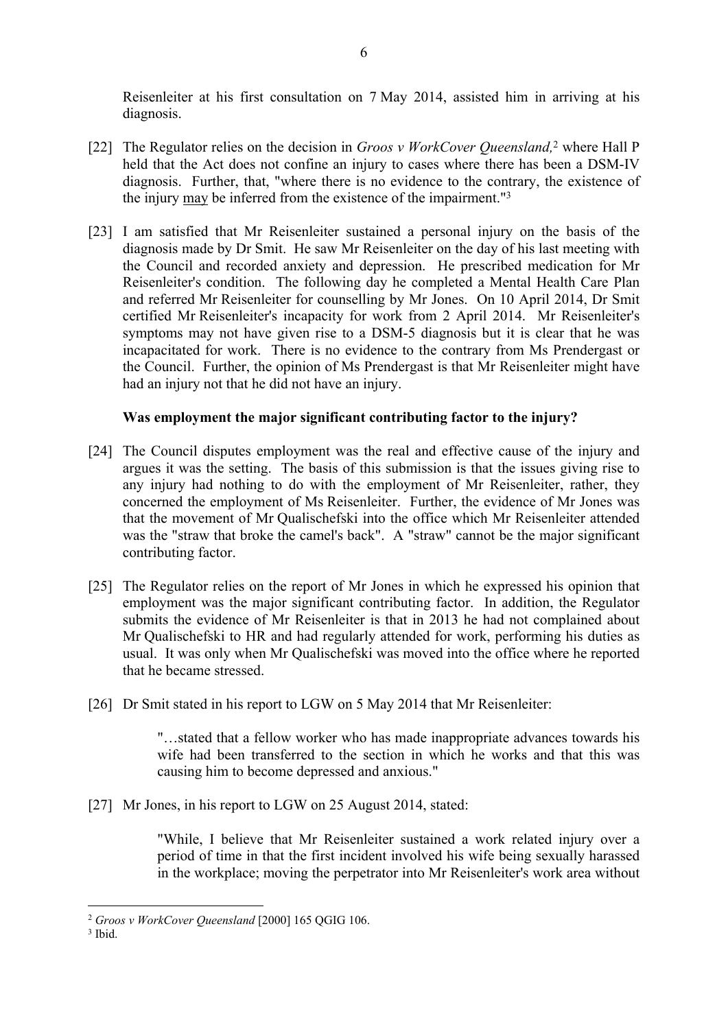Reisenleiter at his first consultation on 7 May 2014, assisted him in arriving at his diagnosis.

[22] The Regulator relies on the decision in *Groos v WorkCover Queensland,*[2] where Hall P held that the Act does not confine an injury to cases where there has been a DSM-IV diagnosis. Further, that, "where there is no evidence to the contrary, the existence of the injury may be inferred from the existence of the impairment."[3]

[23] I am satisfied that Mr Reisenleiter sustained a personal injury on the basis of the diagnosis made by Dr Smit. He saw Mr Reisenleiter on the day of his last meeting with the Council and recorded anxiety and depression. He prescribed medication for Mr Reisenleiter's condition. The following day he completed a Mental Health Care Plan and referred Mr Reisenleiter for counselling by Mr Jones. On 10 April 2014, Dr Smit certified Mr Reisenleiter's incapacity for work from 2 April 2014. Mr Reisenleiter's symptoms may not have given rise to a DSM-5 diagnosis but it is clear that he was incapacitated for work. There is no evidence to the contrary from Ms Prendergast or the Council. Further, the opinion of Ms Prendergast is that Mr Reisenleiter might have had an injury not that he did not have an injury.

**Was employment the major significant contributing factor to the injury?**

[24] The Council disputes employment was the real and effective cause of the injury and argues it was the setting. The basis of this submission is that the issues giving rise to any injury had nothing to do with the employment of Mr Reisenleiter, rather, they concerned the employment of Ms Reisenleiter. Further, the evidence of Mr Jones was that the movement of Mr Qualischefski into the office which Mr Reisenleiter attended was the "straw that broke the camel's back". A "straw" cannot be the major significant contributing factor.

[25] The Regulator relies on the report of Mr Jones in which he expressed his opinion that employment was the major significant contributing factor. In addition, the Regulator submits the evidence of Mr Reisenleiter is that in 2013 he had not complained about Mr Qualischefski to HR and had regularly attended for work, performing his duties as usual. It was only when Mr Qualischefski was moved into the office where he reported that he became stressed.

[26] Dr Smit stated in his report to LGW on 5 May 2014 that Mr Reisenleiter:

> "…stated that a fellow worker who has made inappropriate advances towards his wife had been transferred to the section in which he works and that this was causing him to become depressed and anxious."

[27] Mr Jones, in his report to LGW on 25 August 2014, stated:

> "While, I believe that Mr Reisenleiter sustained a work related injury over a period of time in that the first incident involved his wife being sexually harassed in the workplace; moving the perpetrator into Mr Reisenleiter's work area without

[2] *Groos v WorkCover Queensland* [2000] 165 QGIG 106.

[3] Ibid.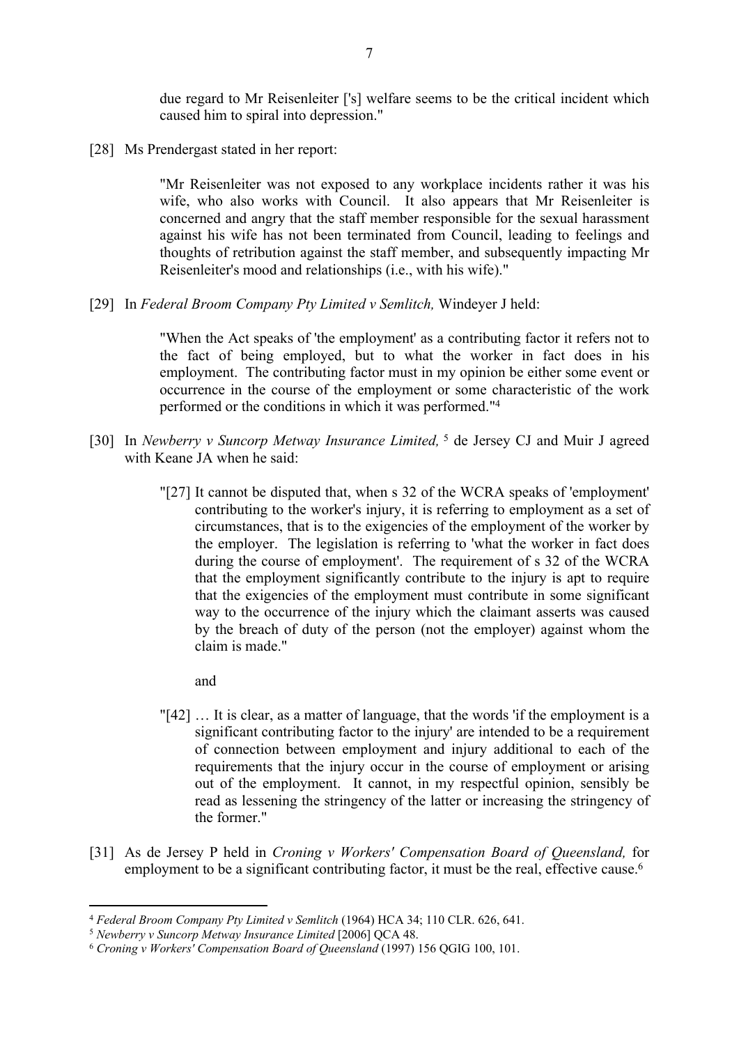due regard to Mr Reisenleiter ['s] welfare seems to be the critical incident which caused him to spiral into depression."

[28] Ms Prendergast stated in her report:

> "Mr Reisenleiter was not exposed to any workplace incidents rather it was his wife, who also works with Council. It also appears that Mr Reisenleiter is concerned and angry that the staff member responsible for the sexual harassment against his wife has not been terminated from Council, leading to feelings and thoughts of retribution against the staff member, and subsequently impacting Mr Reisenleiter's mood and relationships (i.e., with his wife)."

[29] In *Federal Broom Company Pty Limited v Semlitch,* Windeyer J held:

> "When the Act speaks of 'the employment' as a contributing factor it refers not to the fact of being employed, but to what the worker in fact does in his employment. The contributing factor must in my opinion be either some event or occurrence in the course of the employment or some characteristic of the work performed or the conditions in which it was performed."[4]

[30] In *Newberry v Suncorp Metway Insurance Limited,* [5] de Jersey CJ and Muir J agreed with Keane JA when he said:

> "[27] It cannot be disputed that, when s 32 of the WCRA speaks of 'employment' contributing to the worker's injury, it is referring to employment as a set of circumstances, that is to the exigencies of the employment of the worker by the employer. The legislation is referring to 'what the worker in fact does during the course of employment'. The requirement of s 32 of the WCRA that the employment significantly contribute to the injury is apt to require that the exigencies of the employment must contribute in some significant way to the occurrence of the injury which the claimant asserts was caused by the breach of duty of the person (not the employer) against whom the claim is made."
>
> and
>
> "[42] … It is clear, as a matter of language, that the words 'if the employment is a significant contributing factor to the injury' are intended to be a requirement of connection between employment and injury additional to each of the requirements that the injury occur in the course of employment or arising out of the employment. It cannot, in my respectful opinion, sensibly be read as lessening the stringency of the latter or increasing the stringency of the former."

[31] As de Jersey P held in *Croning v Workers' Compensation Board of Queensland,* for employment to be a significant contributing factor, it must be the real, effective cause.[6]

---

[4] *Federal Broom Company Pty Limited v Semlitch* (1964) HCA 34; 110 CLR. 626, 641.

[5] *Newberry v Suncorp Metway Insurance Limited* [2006] QCA 48.

[6] *Croning v Workers' Compensation Board of Queensland* (1997) 156 QGIG 100, 101.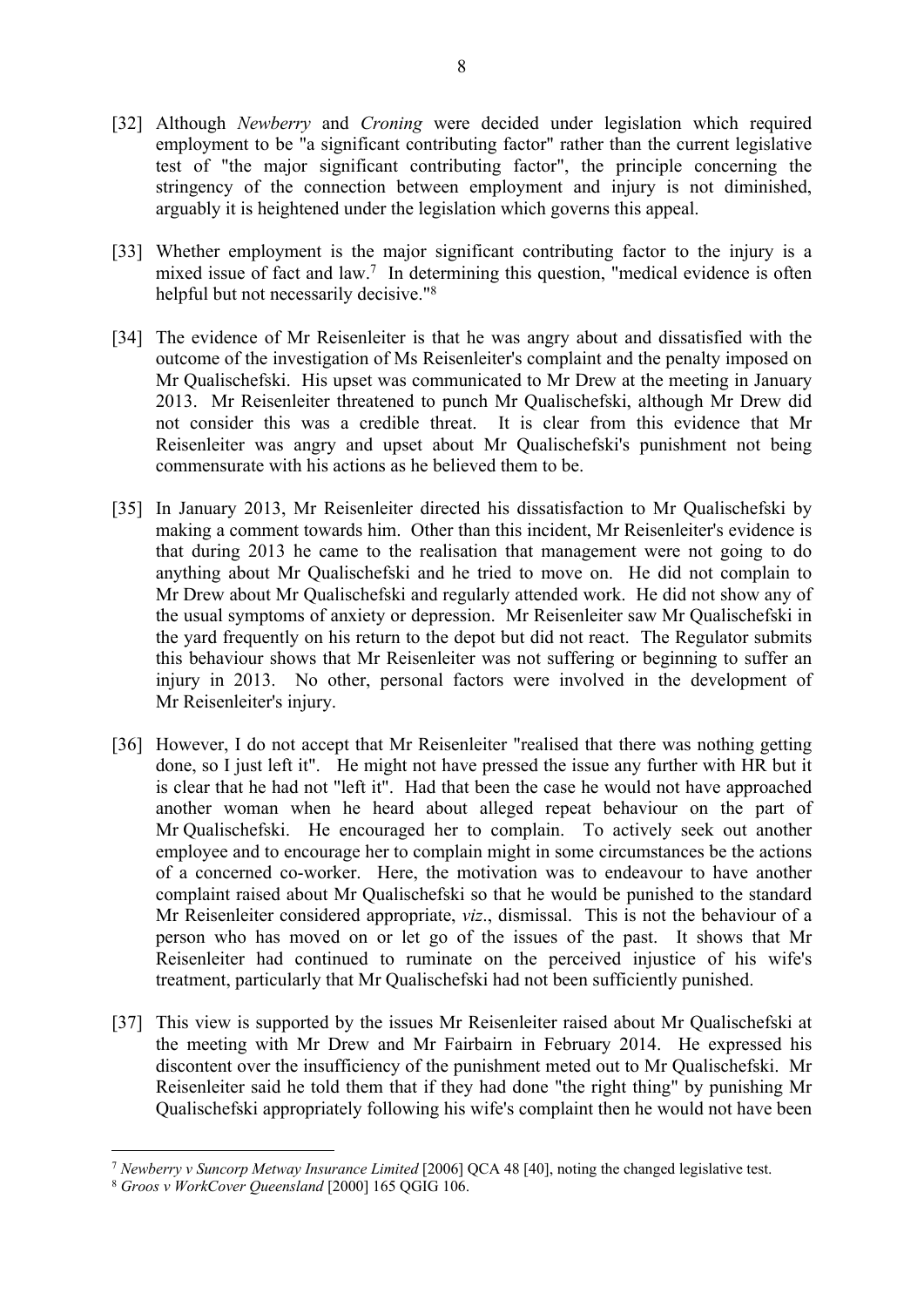[32] Although *Newberry* and *Croning* were decided under legislation which required employment to be "a significant contributing factor" rather than the current legislative test of "the major significant contributing factor", the principle concerning the stringency of the connection between employment and injury is not diminished, arguably it is heightened under the legislation which governs this appeal.

[33] Whether employment is the major significant contributing factor to the injury is a mixed issue of fact and law.[7] In determining this question, "medical evidence is often helpful but not necessarily decisive."[8]

[34] The evidence of Mr Reisenleiter is that he was angry about and dissatisfied with the outcome of the investigation of Ms Reisenleiter's complaint and the penalty imposed on Mr Qualischefski. His upset was communicated to Mr Drew at the meeting in January 2013. Mr Reisenleiter threatened to punch Mr Qualischefski, although Mr Drew did not consider this was a credible threat. It is clear from this evidence that Mr Reisenleiter was angry and upset about Mr Qualischefski's punishment not being commensurate with his actions as he believed them to be.

[35] In January 2013, Mr Reisenleiter directed his dissatisfaction to Mr Qualischefski by making a comment towards him. Other than this incident, Mr Reisenleiter's evidence is that during 2013 he came to the realisation that management were not going to do anything about Mr Qualischefski and he tried to move on. He did not complain to Mr Drew about Mr Qualischefski and regularly attended work. He did not show any of the usual symptoms of anxiety or depression. Mr Reisenleiter saw Mr Qualischefski in the yard frequently on his return to the depot but did not react. The Regulator submits this behaviour shows that Mr Reisenleiter was not suffering or beginning to suffer an injury in 2013. No other, personal factors were involved in the development of Mr Reisenleiter's injury.

[36] However, I do not accept that Mr Reisenleiter "realised that there was nothing getting done, so I just left it". He might not have pressed the issue any further with HR but it is clear that he had not "left it". Had that been the case he would not have approached another woman when he heard about alleged repeat behaviour on the part of Mr Qualischefski. He encouraged her to complain. To actively seek out another employee and to encourage her to complain might in some circumstances be the actions of a concerned co-worker. Here, the motivation was to endeavour to have another complaint raised about Mr Qualischefski so that he would be punished to the standard Mr Reisenleiter considered appropriate, *viz*., dismissal. This is not the behaviour of a person who has moved on or let go of the issues of the past. It shows that Mr Reisenleiter had continued to ruminate on the perceived injustice of his wife's treatment, particularly that Mr Qualischefski had not been sufficiently punished.

[37] This view is supported by the issues Mr Reisenleiter raised about Mr Qualischefski at the meeting with Mr Drew and Mr Fairbairn in February 2014. He expressed his discontent over the insufficiency of the punishment meted out to Mr Qualischefski. Mr Reisenleiter said he told them that if they had done "the right thing" by punishing Mr Qualischefski appropriately following his wife's complaint then he would not have been

---

[7] *Newberry v Suncorp Metway Insurance Limited* [2006] QCA 48 [40], noting the changed legislative test.

[8] *Groos v WorkCover Queensland* [2000] 165 QGIG 106.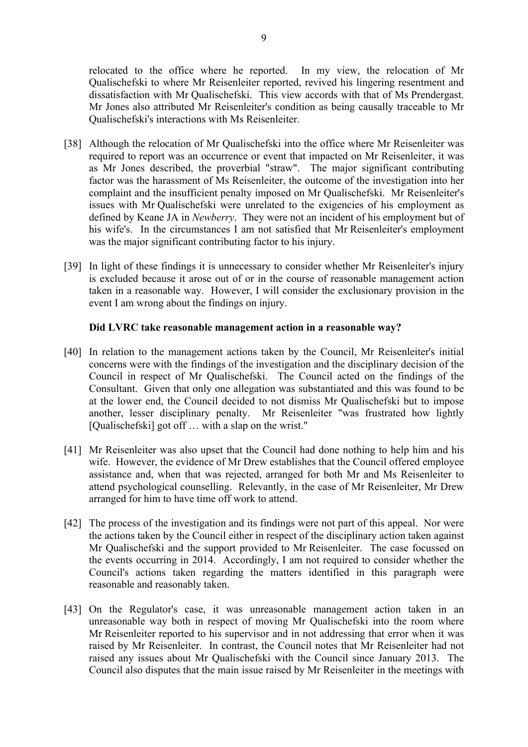relocated to the office where he reported. In my view, the relocation of Mr Qualischefski to where Mr Reisenleiter reported, revived his lingering resentment and dissatisfaction with Mr Qualischefski. This view accords with that of Ms Prendergast. Mr Jones also attributed Mr Reisenleiter's condition as being causally traceable to Mr Qualischefski's interactions with Ms Reisenleiter.

[38] Although the relocation of Mr Qualischefski into the office where Mr Reisenleiter was required to report was an occurrence or event that impacted on Mr Reisenleiter, it was as Mr Jones described, the proverbial "straw". The major significant contributing factor was the harassment of Ms Reisenleiter, the outcome of the investigation into her complaint and the insufficient penalty imposed on Mr Qualischefski. Mr Reisenleiter's issues with Mr Qualischefski were unrelated to the exigencies of his employment as defined by Keane JA in *Newberry*. They were not an incident of his employment but of his wife's. In the circumstances I am not satisfied that Mr Reisenleiter's employment was the major significant contributing factor to his injury.

[39] In light of these findings it is unnecessary to consider whether Mr Reisenleiter's injury is excluded because it arose out of or in the course of reasonable management action taken in a reasonable way. However, I will consider the exclusionary provision in the event I am wrong about the findings on injury.

**Did LVRC take reasonable management action in a reasonable way?**

[40] In relation to the management actions taken by the Council, Mr Reisenleiter's initial concerns were with the findings of the investigation and the disciplinary decision of the Council in respect of Mr Qualischefski. The Council acted on the findings of the Consultant. Given that only one allegation was substantiated and this was found to be at the lower end, the Council decided to not dismiss Mr Qualischefski but to impose another, lesser disciplinary penalty. Mr Reisenleiter "was frustrated how lightly [Qualischefski] got off … with a slap on the wrist."

[41] Mr Reisenleiter was also upset that the Council had done nothing to help him and his wife. However, the evidence of Mr Drew establishes that the Council offered employee assistance and, when that was rejected, arranged for both Mr and Ms Reisenleiter to attend psychological counselling. Relevantly, in the case of Mr Reisenleiter, Mr Drew arranged for him to have time off work to attend.

[42] The process of the investigation and its findings were not part of this appeal. Nor were the actions taken by the Council either in respect of the disciplinary action taken against Mr Qualischefski and the support provided to Mr Reisenleiter. The case focussed on the events occurring in 2014. Accordingly, I am not required to consider whether the Council's actions taken regarding the matters identified in this paragraph were reasonable and reasonably taken.

[43] On the Regulator's case, it was unreasonable management action taken in an unreasonable way both in respect of moving Mr Qualischefski into the room where Mr Reisenleiter reported to his supervisor and in not addressing that error when it was raised by Mr Reisenleiter. In contrast, the Council notes that Mr Reisenleiter had not raised any issues about Mr Qualischefski with the Council since January 2013. The Council also disputes that the main issue raised by Mr Reisenleiter in the meetings with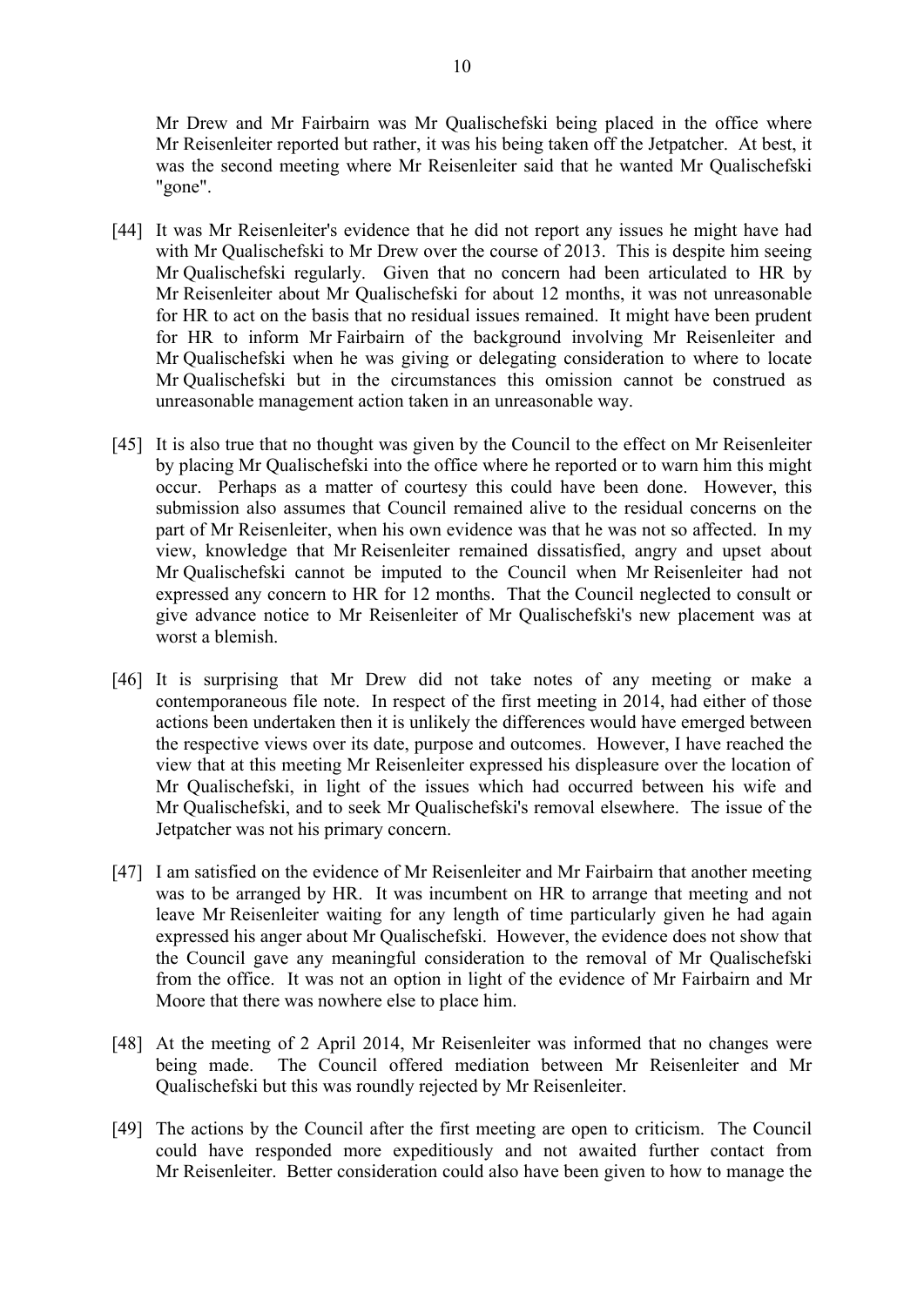Mr Drew and Mr Fairbairn was Mr Qualischefski being placed in the office where Mr Reisenleiter reported but rather, it was his being taken off the Jetpatcher. At best, it was the second meeting where Mr Reisenleiter said that he wanted Mr Qualischefski "gone".

[44] It was Mr Reisenleiter's evidence that he did not report any issues he might have had with Mr Qualischefski to Mr Drew over the course of 2013. This is despite him seeing Mr Qualischefski regularly. Given that no concern had been articulated to HR by Mr Reisenleiter about Mr Qualischefski for about 12 months, it was not unreasonable for HR to act on the basis that no residual issues remained. It might have been prudent for HR to inform Mr Fairbairn of the background involving Mr Reisenleiter and Mr Qualischefski when he was giving or delegating consideration to where to locate Mr Qualischefski but in the circumstances this omission cannot be construed as unreasonable management action taken in an unreasonable way.

[45] It is also true that no thought was given by the Council to the effect on Mr Reisenleiter by placing Mr Qualischefski into the office where he reported or to warn him this might occur. Perhaps as a matter of courtesy this could have been done. However, this submission also assumes that Council remained alive to the residual concerns on the part of Mr Reisenleiter, when his own evidence was that he was not so affected. In my view, knowledge that Mr Reisenleiter remained dissatisfied, angry and upset about Mr Qualischefski cannot be imputed to the Council when Mr Reisenleiter had not expressed any concern to HR for 12 months. That the Council neglected to consult or give advance notice to Mr Reisenleiter of Mr Qualischefski's new placement was at worst a blemish.

[46] It is surprising that Mr Drew did not take notes of any meeting or make a contemporaneous file note. In respect of the first meeting in 2014, had either of those actions been undertaken then it is unlikely the differences would have emerged between the respective views over its date, purpose and outcomes. However, I have reached the view that at this meeting Mr Reisenleiter expressed his displeasure over the location of Mr Qualischefski, in light of the issues which had occurred between his wife and Mr Qualischefski, and to seek Mr Qualischefski's removal elsewhere. The issue of the Jetpatcher was not his primary concern.

[47] I am satisfied on the evidence of Mr Reisenleiter and Mr Fairbairn that another meeting was to be arranged by HR. It was incumbent on HR to arrange that meeting and not leave Mr Reisenleiter waiting for any length of time particularly given he had again expressed his anger about Mr Qualischefski. However, the evidence does not show that the Council gave any meaningful consideration to the removal of Mr Qualischefski from the office. It was not an option in light of the evidence of Mr Fairbairn and Mr Moore that there was nowhere else to place him.

[48] At the meeting of 2 April 2014, Mr Reisenleiter was informed that no changes were being made. The Council offered mediation between Mr Reisenleiter and Mr Qualischefski but this was roundly rejected by Mr Reisenleiter.

[49] The actions by the Council after the first meeting are open to criticism. The Council could have responded more expeditiously and not awaited further contact from Mr Reisenleiter. Better consideration could also have been given to how to manage the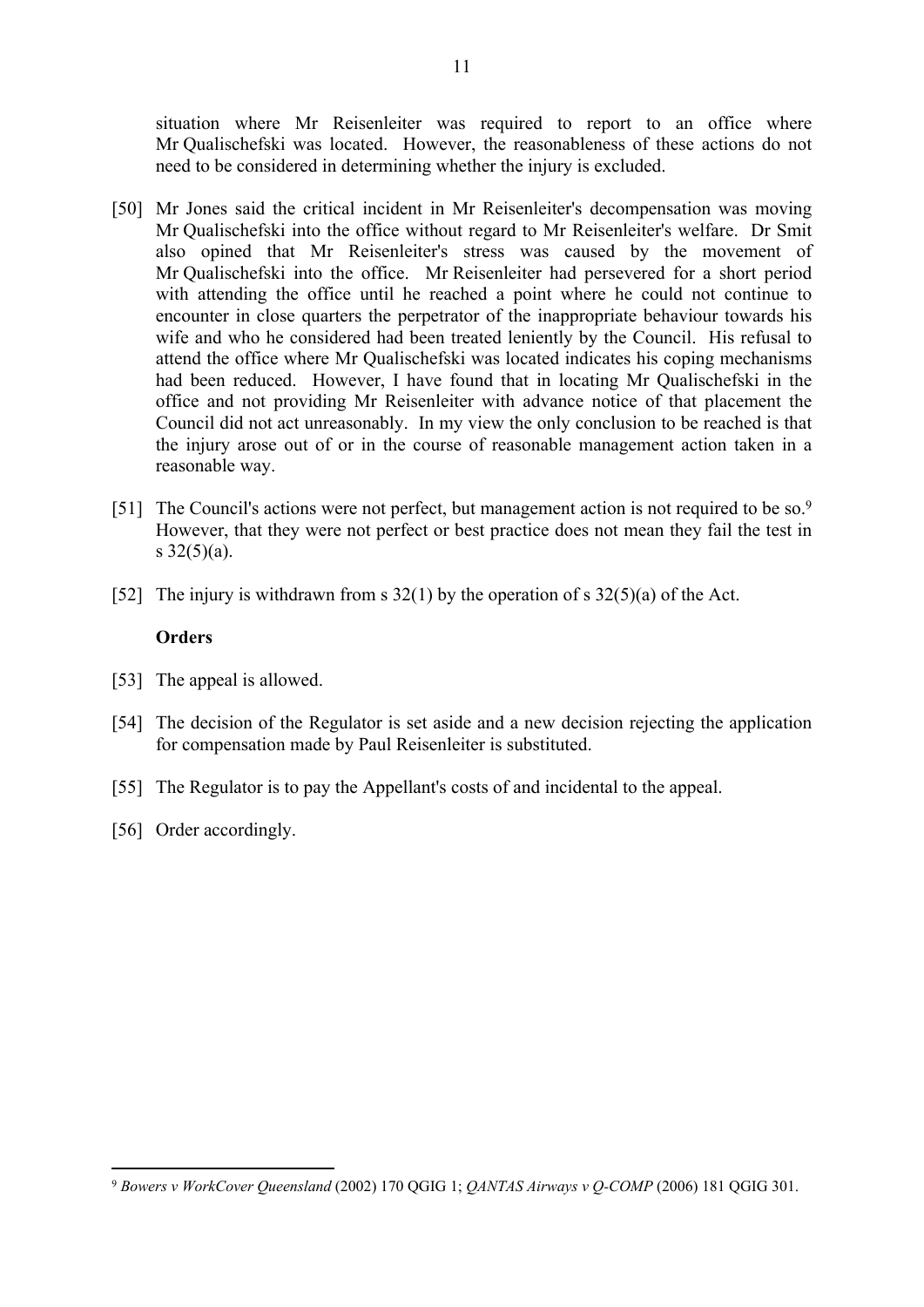situation where Mr Reisenleiter was required to report to an office where Mr Qualischefski was located. However, the reasonableness of these actions do not need to be considered in determining whether the injury is excluded.

[50] Mr Jones said the critical incident in Mr Reisenleiter's decompensation was moving Mr Qualischefski into the office without regard to Mr Reisenleiter's welfare. Dr Smit also opined that Mr Reisenleiter's stress was caused by the movement of Mr Qualischefski into the office. Mr Reisenleiter had persevered for a short period with attending the office until he reached a point where he could not continue to encounter in close quarters the perpetrator of the inappropriate behaviour towards his wife and who he considered had been treated leniently by the Council. His refusal to attend the office where Mr Qualischefski was located indicates his coping mechanisms had been reduced. However, I have found that in locating Mr Qualischefski in the office and not providing Mr Reisenleiter with advance notice of that placement the Council did not act unreasonably. In my view the only conclusion to be reached is that the injury arose out of or in the course of reasonable management action taken in a reasonable way.

[51] The Council's actions were not perfect, but management action is not required to be so.[9] However, that they were not perfect or best practice does not mean they fail the test in s 32(5)(a).

[52] The injury is withdrawn from s 32(1) by the operation of s 32(5)(a) of the Act.

**Orders**

[53] The appeal is allowed.

[54] The decision of the Regulator is set aside and a new decision rejecting the application for compensation made by Paul Reisenleiter is substituted.

[55] The Regulator is to pay the Appellant's costs of and incidental to the appeal.

[56] Order accordingly.

---

[9] *Bowers v WorkCover Queensland* (2002) 170 QGIG 1; *QANTAS Airways v Q-COMP* (2006) 181 QGIG 301.